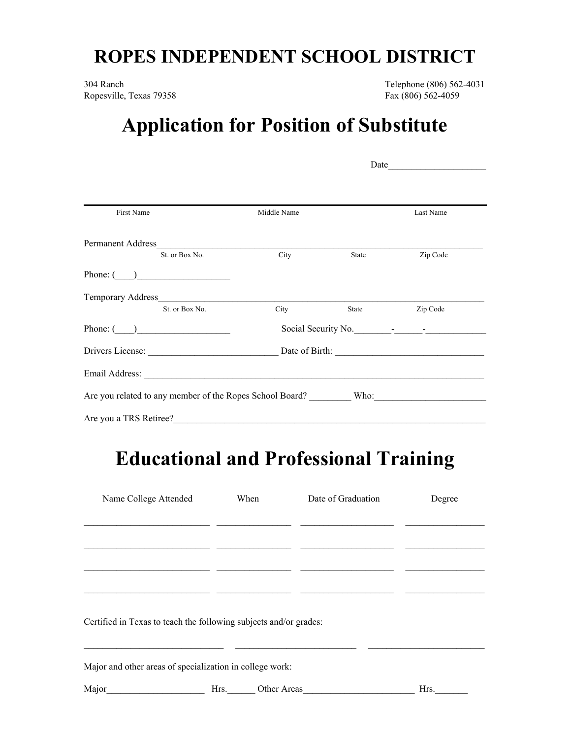# ROPES INDEPENDENT SCHOOL DISTRICT

304 Ranch
Ropesville, Texas 79358

Telephone (806) 562-4031
Fax (806) 562-4059

# Application for Position of Substitute

Date____________________

First Name                    Middle Name                    Last Name

Permanent Address_________________________________________________________________
St. or Box No.          City          State          Zip Code

Phone: (____)___________________

Temporary Address_________________________________________________________________
St. or Box No.          City          State          Zip Code

Phone: (____)___________________          Social Security No.________-______-_____________

Drivers License: ___________________________ Date of Birth: _______________________________

Email Address: ___________________________________________________________________________

Are you related to any member of the Ropes School Board? _________ Who:_______________________

Are you a TRS Retiree?_____________________________________________________________________

# Educational and Professional Training

| Name College Attended | When | Date of Graduation | Degree |
|---|---|---|---|
| | | | |
| | | | |
| | | | |
| | | | |

Certified in Texas to teach the following subjects and/or grades:

_____________________________   _________________________   _________________________

Major and other areas of specialization in college work:

Major____________________ Hrs.______ Other Areas_______________________ Hrs._______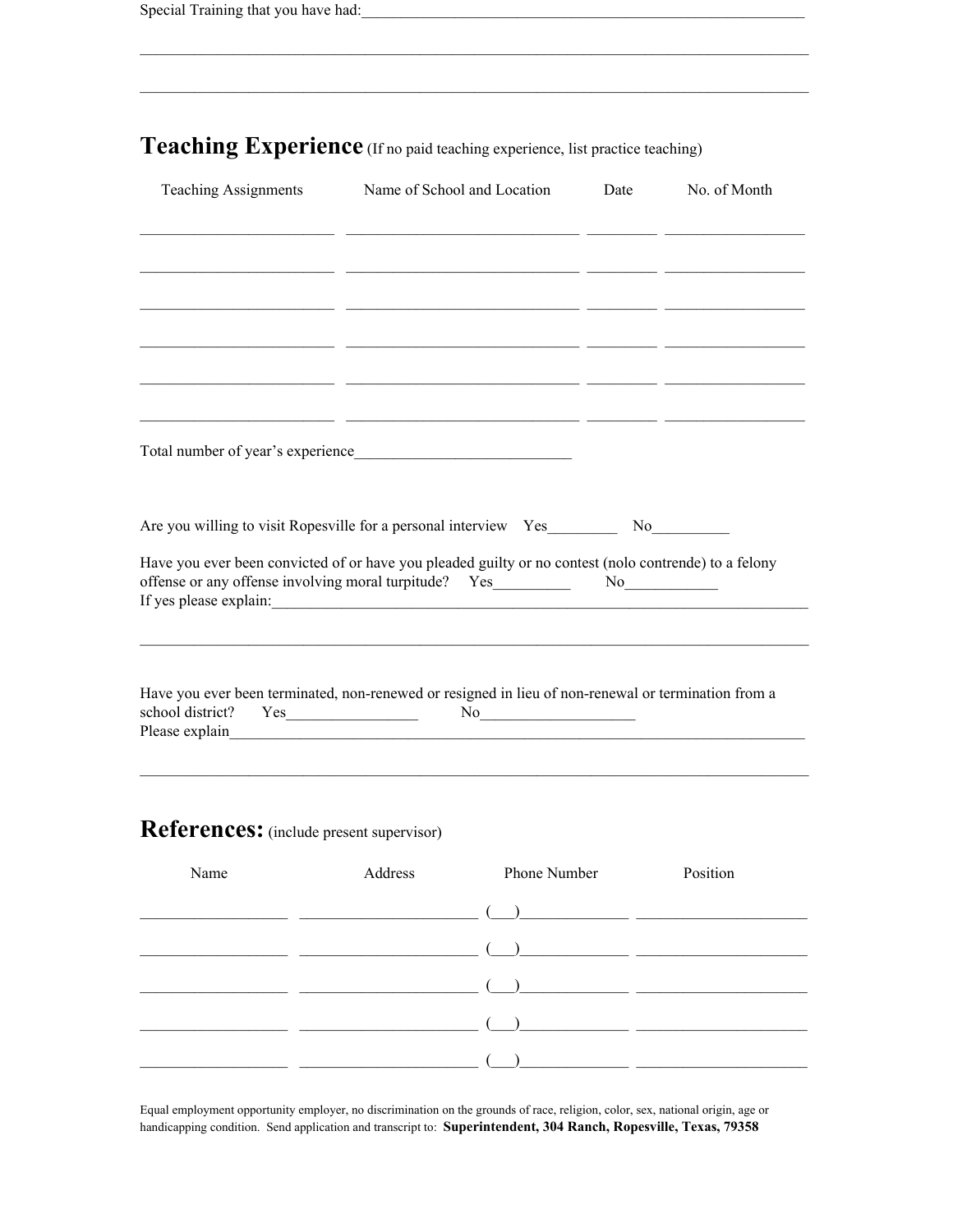Special Training that you have had:____________________________________________________________

______________________________________________________________________________________

______________________________________________________________________________________

## Teaching Experience (If no paid teaching experience, list practice teaching)

| Teaching Assignments | Name of School and Location | Date | No. of Month |
|---|---|---|---|
| | | | |
| | | | |
| | | | |
| | | | |
| | | | |
| | | | |

Total number of year's experience____________________________

Are you willing to visit Ropesville for a personal interview Yes_________ No__________

Have you ever been convicted of or have you pleaded guilty or no contest (nolo contrende) to a felony offense or any offense involving moral turpitude? Yes__________ No____________
If yes please explain:_____________________________________________________________________

______________________________________________________________________________________

Have you ever been terminated, non-renewed or resigned in lieu of non-renewal or termination from a school district? Yes_________________ No____________________
Please explain_________________________________________________________________________

______________________________________________________________________________________

## References: (include present supervisor)

| Name | Address | Phone Number | Position |
|---|---|---|---|
| | | (___)______________ | |
| | | (___)______________ | |
| | | (___)______________ | |
| | | (___)______________ | |
| | | (___)______________ | |

Equal employment opportunity employer, no discrimination on the grounds of race, religion, color, sex, national origin, age or handicapping condition. Send application and transcript to: **Superintendent, 304 Ranch, Ropesville, Texas, 79358**